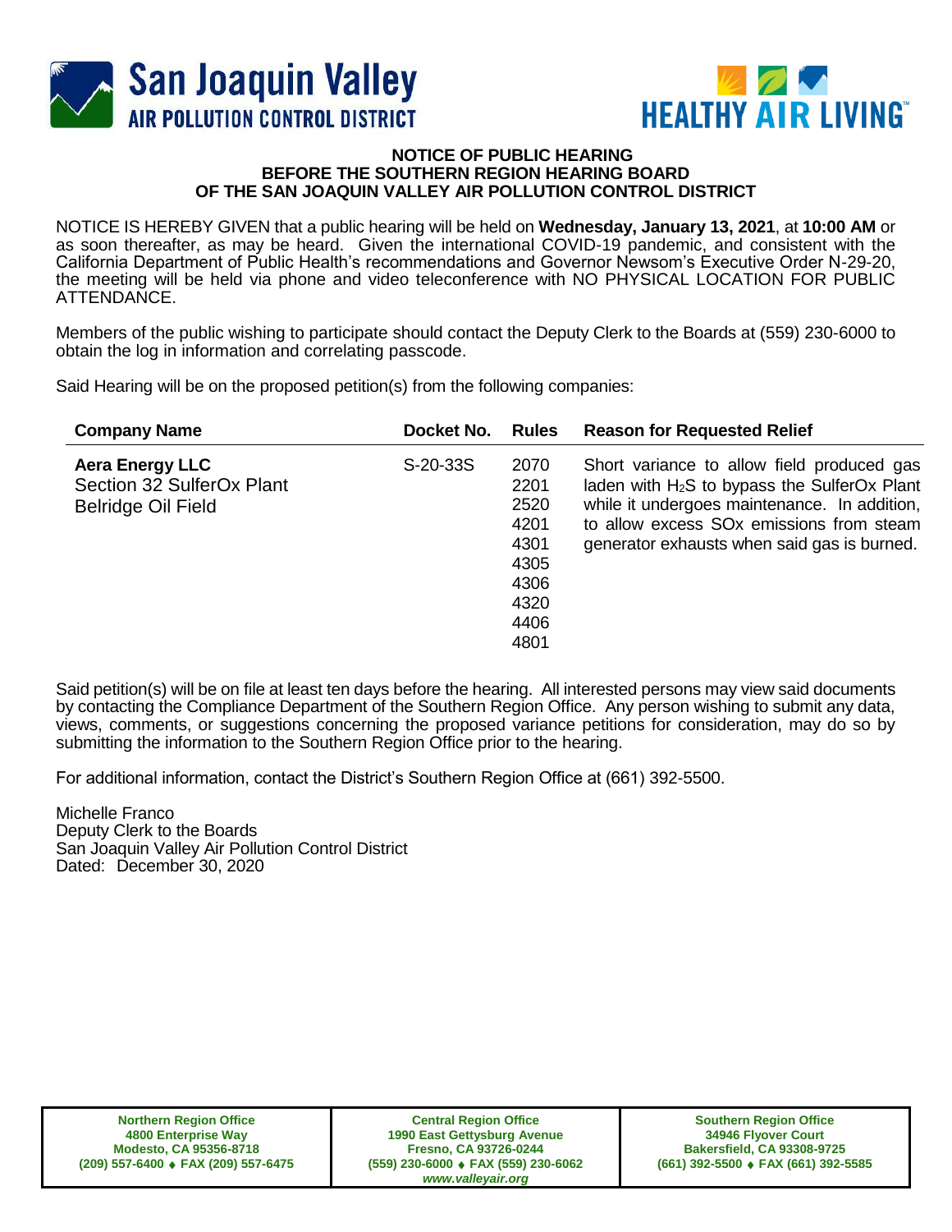San Joaquin Valley
AIR POLLUTION CONTROL DISTRICT

HEALTHY AIR LIVING™

**NOTICE OF PUBLIC HEARING**
**BEFORE THE SOUTHERN REGION HEARING BOARD**
**OF THE SAN JOAQUIN VALLEY AIR POLLUTION CONTROL DISTRICT**

NOTICE IS HEREBY GIVEN that a public hearing will be held on **Wednesday, January 13, 2021**, at **10:00 AM** or as soon thereafter, as may be heard. Given the international COVID-19 pandemic, and consistent with the California Department of Public Health's recommendations and Governor Newsom's Executive Order N-29-20, the meeting will be held via phone and video teleconference with NO PHYSICAL LOCATION FOR PUBLIC ATTENDANCE.

Members of the public wishing to participate should contact the Deputy Clerk to the Boards at (559) 230-6000 to obtain the log in information and correlating passcode.

Said Hearing will be on the proposed petition(s) from the following companies:

| Company Name | Docket No. | Rules | Reason for Requested Relief |
|---|---|---|---|
| **Aera Energy LLC** Section 32 SulferOx Plant Belridge Oil Field | S-20-33S | 2070 2201 2520 4201 4301 4305 4306 4320 4406 4801 | Short variance to allow field produced gas laden with $H_2S$ to bypass the SulferOx Plant while it undergoes maintenance. In addition, to allow excess SOx emissions from steam generator exhausts when said gas is burned. |

Said petition(s) will be on file at least ten days before the hearing. All interested persons may view said documents by contacting the Compliance Department of the Southern Region Office. Any person wishing to submit any data, views, comments, or suggestions concerning the proposed variance petitions for consideration, may do so by submitting the information to the Southern Region Office prior to the hearing.

For additional information, contact the District's Southern Region Office at (661) 392-5500.

Michelle Franco
Deputy Clerk to the Boards
San Joaquin Valley Air Pollution Control District
Dated: December 30, 2020

| Northern Region Office | Central Region Office | Southern Region Office |
|---|---|---|
| 4800 Enterprise Way | 1990 East Gettysburg Avenue | 34946 Flyover Court |
| Modesto, CA 95356-8718 | Fresno, CA 93726-0244 | Bakersfield, CA 93308-9725 |
| (209) 557-6400 ♦ FAX (209) 557-6475 | (559) 230-6000 ♦ FAX (559) 230-6062 | (661) 392-5500 ♦ FAX (661) 392-5585 |
| | *www.valleyair.org* | |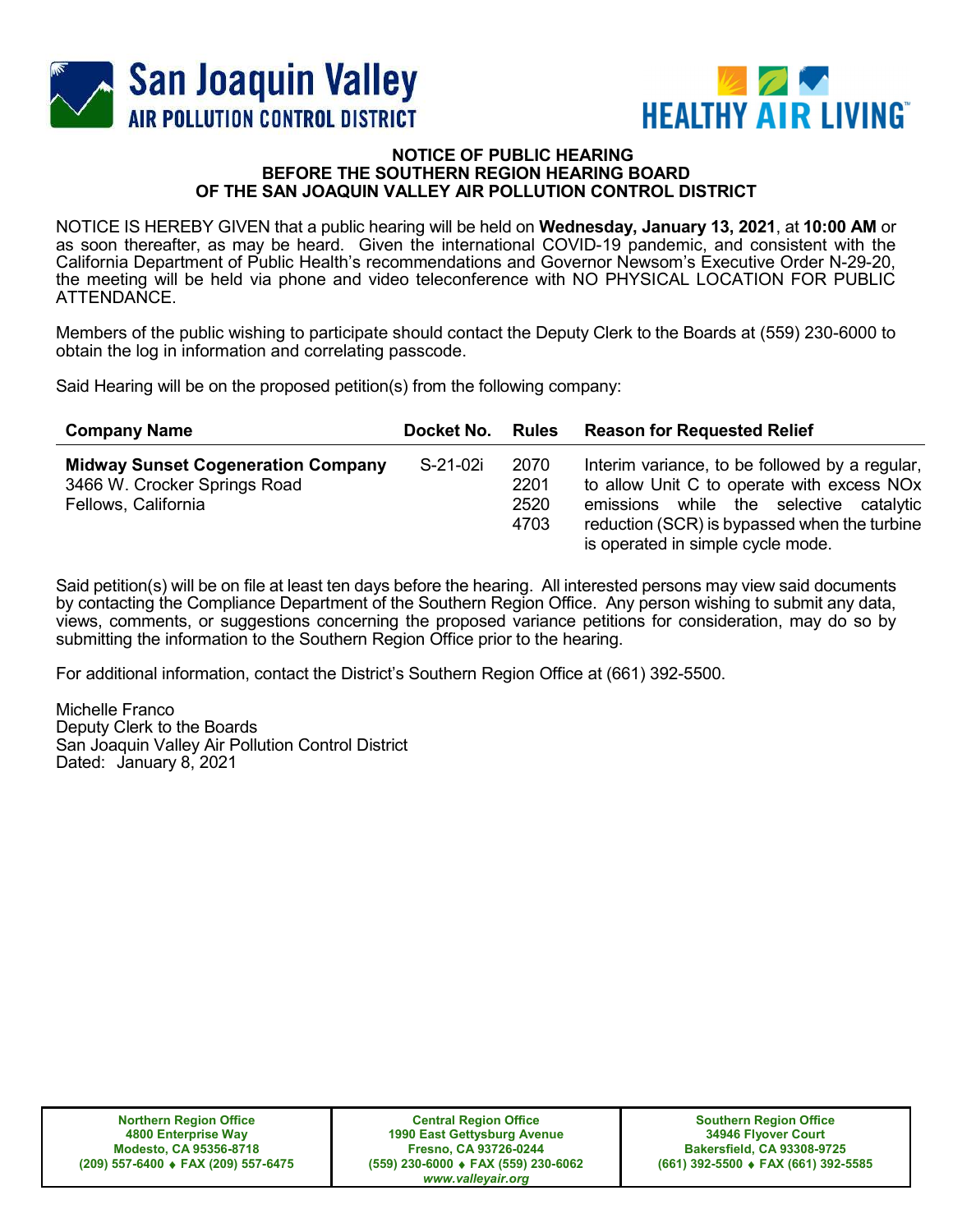San Joaquin Valley
AIR POLLUTION CONTROL DISTRICT

HEALTHY AIR LIVING™

**NOTICE OF PUBLIC HEARING**
**BEFORE THE SOUTHERN REGION HEARING BOARD**
**OF THE SAN JOAQUIN VALLEY AIR POLLUTION CONTROL DISTRICT**

NOTICE IS HEREBY GIVEN that a public hearing will be held on **Wednesday, January 13, 2021**, at **10:00 AM** or as soon thereafter, as may be heard. Given the international COVID-19 pandemic, and consistent with the California Department of Public Health's recommendations and Governor Newsom's Executive Order N-29-20, the meeting will be held via phone and video teleconference with NO PHYSICAL LOCATION FOR PUBLIC ATTENDANCE.

Members of the public wishing to participate should contact the Deputy Clerk to the Boards at (559) 230-6000 to obtain the log in information and correlating passcode.

Said Hearing will be on the proposed petition(s) from the following company:

| Company Name | Docket No. | Rules | Reason for Requested Relief |
|---|---|---|---|
| **Midway Sunset Cogeneration Company**<br>3466 W. Crocker Springs Road<br>Fellows, California | S-21-02i | 2070<br>2201<br>2520<br>4703 | Interim variance, to be followed by a regular, to allow Unit C to operate with excess NOx emissions while the selective catalytic reduction (SCR) is bypassed when the turbine is operated in simple cycle mode. |

Said petition(s) will be on file at least ten days before the hearing. All interested persons may view said documents by contacting the Compliance Department of the Southern Region Office. Any person wishing to submit any data, views, comments, or suggestions concerning the proposed variance petitions for consideration, may do so by submitting the information to the Southern Region Office prior to the hearing.

For additional information, contact the District's Southern Region Office at (661) 392-5500.

Michelle Franco
Deputy Clerk to the Boards
San Joaquin Valley Air Pollution Control District
Dated: January 8, 2021

| Northern Region Office | Central Region Office | Southern Region Office |
|---|---|---|
| 4800 Enterprise Way<br>Modesto, CA 95356-8718<br>(209) 557-6400 ♦ FAX (209) 557-6475 | 1990 East Gettysburg Avenue<br>Fresno, CA 93726-0244<br>(559) 230-6000 ♦ FAX (559) 230-6062<br>*www.valleyair.org* | 34946 Flyover Court<br>Bakersfield, CA 93308-9725<br>(661) 392-5500 ♦ FAX (661) 392-5585 |